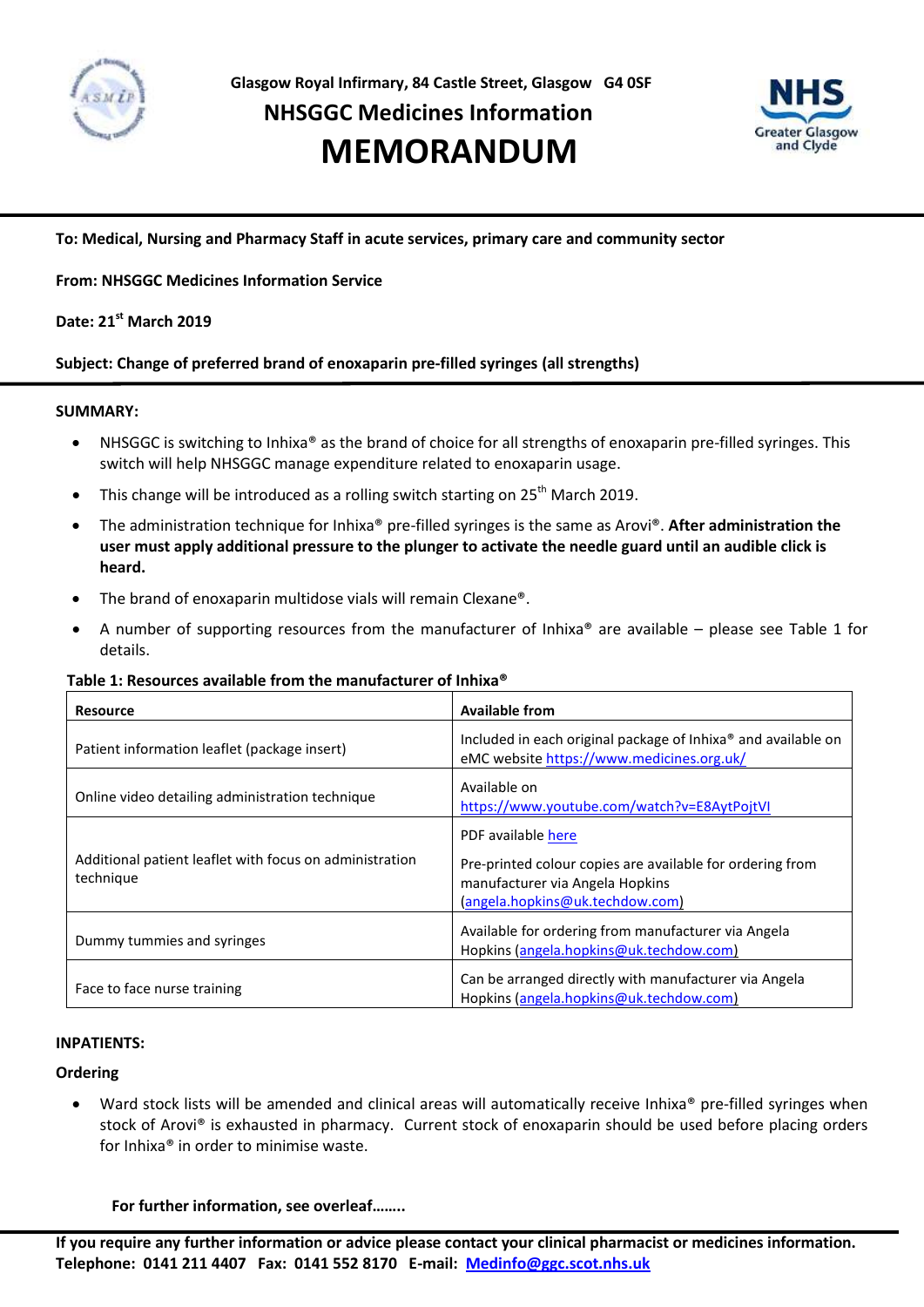Glasgow Royal Infirmary, 84 Castle Street, Glasgow G4 0SF

**NHSGGC Medicines Information**

# MEMORANDUM

**To: Medical, Nursing and Pharmacy Staff in acute services, primary care and community sector**

**From: NHSGGC Medicines Information Service**

**Date: 21st March 2019**

**Subject: Change of preferred brand of enoxaparin pre-filled syringes (all strengths)**

## SUMMARY:

- NHSGGC is switching to Inhixa® as the brand of choice for all strengths of enoxaparin pre-filled syringes. This switch will help NHSGGC manage expenditure related to enoxaparin usage.
- This change will be introduced as a rolling switch starting on 25th March 2019.
- The administration technique for Inhixa® pre-filled syringes is the same as Arovi®. **After administration the user must apply additional pressure to the plunger to activate the needle guard until an audible click is heard.**
- The brand of enoxaparin multidose vials will remain Clexane®.
- A number of supporting resources from the manufacturer of Inhixa® are available – please see Table 1 for details.

**Table 1: Resources available from the manufacturer of Inhixa®**

| Resource | Available from |
|---|---|
| Patient information leaflet (package insert) | Included in each original package of Inhixa® and available on eMC website https://www.medicines.org.uk/ |
| Online video detailing administration technique | Available on https://www.youtube.com/watch?v=E8AytPojtVI |
| Additional patient leaflet with focus on administration technique | PDF available here<br><br>Pre-printed colour copies are available for ordering from manufacturer via Angela Hopkins (angela.hopkins@uk.techdow.com) |
| Dummy tummies and syringes | Available for ordering from manufacturer via Angela Hopkins (angela.hopkins@uk.techdow.com) |
| Face to face nurse training | Can be arranged directly with manufacturer via Angela Hopkins (angela.hopkins@uk.techdow.com) |

## INPATIENTS:

### Ordering

- Ward stock lists will be amended and clinical areas will automatically receive Inhixa® pre-filled syringes when stock of Arovi® is exhausted in pharmacy. Current stock of enoxaparin should be used before placing orders for Inhixa® in order to minimise waste.

**For further information, see overleaf……..**

**If you require any further information or advice please contact your clinical pharmacist or medicines information. Telephone: 0141 211 4407 Fax: 0141 552 8170 E-mail: Medinfo@ggc.scot.nhs.uk**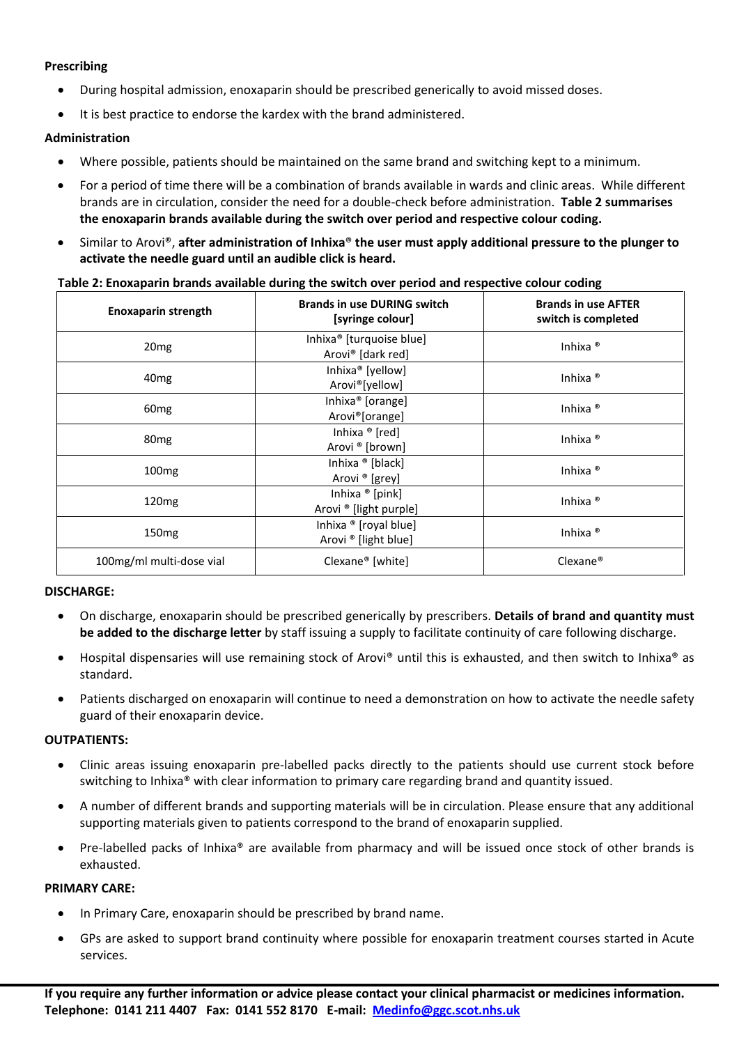**Prescribing**

- During hospital admission, enoxaparin should be prescribed generically to avoid missed doses.
- It is best practice to endorse the kardex with the brand administered.

**Administration**

- Where possible, patients should be maintained on the same brand and switching kept to a minimum.
- For a period of time there will be a combination of brands available in wards and clinic areas. While different brands are in circulation, consider the need for a double-check before administration. **Table 2 summarises the enoxaparin brands available during the switch over period and respective colour coding.**
- Similar to Arovi®, **after administration of Inhixa® the user must apply additional pressure to the plunger to activate the needle guard until an audible click is heard.**

**Table 2: Enoxaparin brands available during the switch over period and respective colour coding**

| Enoxaparin strength | Brands in use DURING switch [syringe colour] | Brands in use AFTER switch is completed |
|---|---|---|
| 20mg | Inhixa® [turquoise blue]<br>Arovi® [dark red] | Inhixa ® |
| 40mg | Inhixa® [yellow]<br>Arovi®[yellow] | Inhixa ® |
| 60mg | Inhixa® [orange]<br>Arovi®[orange] | Inhixa ® |
| 80mg | Inhixa ® [red]<br>Arovi ® [brown] | Inhixa ® |
| 100mg | Inhixa ® [black]<br>Arovi ® [grey] | Inhixa ® |
| 120mg | Inhixa ® [pink]<br>Arovi ® [light purple] | Inhixa ® |
| 150mg | Inhixa ® [royal blue]<br>Arovi ® [light blue] | Inhixa ® |
| 100mg/ml multi-dose vial | Clexane® [white] | Clexane® |

**DISCHARGE:**

- On discharge, enoxaparin should be prescribed generically by prescribers. **Details of brand and quantity must be added to the discharge letter** by staff issuing a supply to facilitate continuity of care following discharge.
- Hospital dispensaries will use remaining stock of Arovi® until this is exhausted, and then switch to Inhixa® as standard.
- Patients discharged on enoxaparin will continue to need a demonstration on how to activate the needle safety guard of their enoxaparin device.

**OUTPATIENTS:**

- Clinic areas issuing enoxaparin pre-labelled packs directly to the patients should use current stock before switching to Inhixa® with clear information to primary care regarding brand and quantity issued.
- A number of different brands and supporting materials will be in circulation. Please ensure that any additional supporting materials given to patients correspond to the brand of enoxaparin supplied.
- Pre-labelled packs of Inhixa® are available from pharmacy and will be issued once stock of other brands is exhausted.

**PRIMARY CARE:**

- In Primary Care, enoxaparin should be prescribed by brand name.
- GPs are asked to support brand continuity where possible for enoxaparin treatment courses started in Acute services.

**If you require any further information or advice please contact your clinical pharmacist or medicines information. Telephone: 0141 211 4407 Fax: 0141 552 8170 E-mail: Medinfo@ggc.scot.nhs.uk**